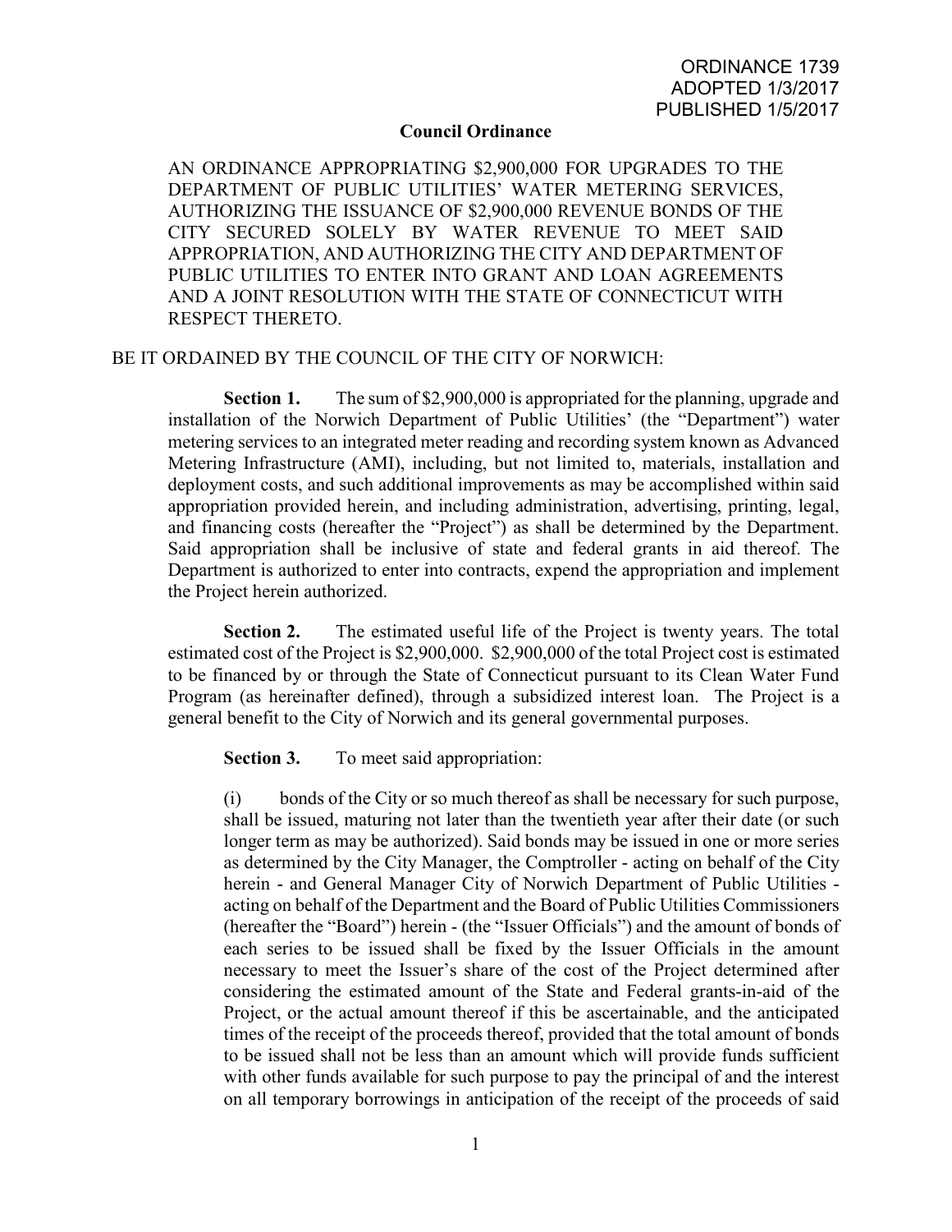ORDINANCE 1739
ADOPTED 1/3/2017
PUBLISHED 1/5/2017

**Council Ordinance**

AN ORDINANCE APPROPRIATING $2,900,000 FOR UPGRADES TO THE DEPARTMENT OF PUBLIC UTILITIES' WATER METERING SERVICES, AUTHORIZING THE ISSUANCE OF $2,900,000 REVENUE BONDS OF THE CITY SECURED SOLELY BY WATER REVENUE TO MEET SAID APPROPRIATION, AND AUTHORIZING THE CITY AND DEPARTMENT OF PUBLIC UTILITIES TO ENTER INTO GRANT AND LOAN AGREEMENTS AND A JOINT RESOLUTION WITH THE STATE OF CONNECTICUT WITH RESPECT THERETO.

BE IT ORDAINED BY THE COUNCIL OF THE CITY OF NORWICH:

**Section 1.** The sum of $2,900,000 is appropriated for the planning, upgrade and installation of the Norwich Department of Public Utilities' (the "Department") water metering services to an integrated meter reading and recording system known as Advanced Metering Infrastructure (AMI), including, but not limited to, materials, installation and deployment costs, and such additional improvements as may be accomplished within said appropriation provided herein, and including administration, advertising, printing, legal, and financing costs (hereafter the "Project") as shall be determined by the Department. Said appropriation shall be inclusive of state and federal grants in aid thereof. The Department is authorized to enter into contracts, expend the appropriation and implement the Project herein authorized.

**Section 2.** The estimated useful life of the Project is twenty years. The total estimated cost of the Project is $2,900,000. $2,900,000 of the total Project cost is estimated to be financed by or through the State of Connecticut pursuant to its Clean Water Fund Program (as hereinafter defined), through a subsidized interest loan. The Project is a general benefit to the City of Norwich and its general governmental purposes.

**Section 3.** To meet said appropriation:

(i) bonds of the City or so much thereof as shall be necessary for such purpose, shall be issued, maturing not later than the twentieth year after their date (or such longer term as may be authorized). Said bonds may be issued in one or more series as determined by the City Manager, the Comptroller - acting on behalf of the City herein - and General Manager City of Norwich Department of Public Utilities - acting on behalf of the Department and the Board of Public Utilities Commissioners (hereafter the "Board") herein - (the "Issuer Officials") and the amount of bonds of each series to be issued shall be fixed by the Issuer Officials in the amount necessary to meet the Issuer's share of the cost of the Project determined after considering the estimated amount of the State and Federal grants-in-aid of the Project, or the actual amount thereof if this be ascertainable, and the anticipated times of the receipt of the proceeds thereof, provided that the total amount of bonds to be issued shall not be less than an amount which will provide funds sufficient with other funds available for such purpose to pay the principal of and the interest on all temporary borrowings in anticipation of the receipt of the proceeds of said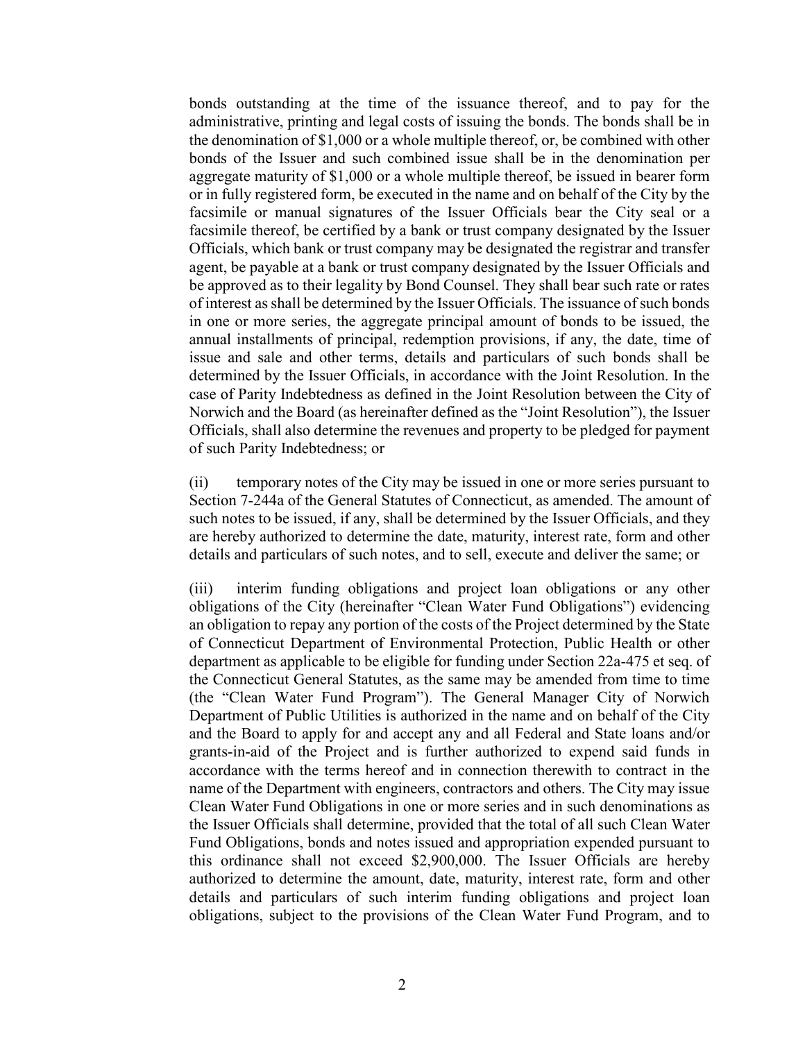bonds outstanding at the time of the issuance thereof, and to pay for the administrative, printing and legal costs of issuing the bonds. The bonds shall be in the denomination of $1,000 or a whole multiple thereof, or, be combined with other bonds of the Issuer and such combined issue shall be in the denomination per aggregate maturity of $1,000 or a whole multiple thereof, be issued in bearer form or in fully registered form, be executed in the name and on behalf of the City by the facsimile or manual signatures of the Issuer Officials bear the City seal or a facsimile thereof, be certified by a bank or trust company designated by the Issuer Officials, which bank or trust company may be designated the registrar and transfer agent, be payable at a bank or trust company designated by the Issuer Officials and be approved as to their legality by Bond Counsel. They shall bear such rate or rates of interest as shall be determined by the Issuer Officials. The issuance of such bonds in one or more series, the aggregate principal amount of bonds to be issued, the annual installments of principal, redemption provisions, if any, the date, time of issue and sale and other terms, details and particulars of such bonds shall be determined by the Issuer Officials, in accordance with the Joint Resolution. In the case of Parity Indebtedness as defined in the Joint Resolution between the City of Norwich and the Board (as hereinafter defined as the "Joint Resolution"), the Issuer Officials, shall also determine the revenues and property to be pledged for payment of such Parity Indebtedness; or

(ii) temporary notes of the City may be issued in one or more series pursuant to Section 7-244a of the General Statutes of Connecticut, as amended. The amount of such notes to be issued, if any, shall be determined by the Issuer Officials, and they are hereby authorized to determine the date, maturity, interest rate, form and other details and particulars of such notes, and to sell, execute and deliver the same; or

(iii) interim funding obligations and project loan obligations or any other obligations of the City (hereinafter "Clean Water Fund Obligations") evidencing an obligation to repay any portion of the costs of the Project determined by the State of Connecticut Department of Environmental Protection, Public Health or other department as applicable to be eligible for funding under Section 22a-475 et seq. of the Connecticut General Statutes, as the same may be amended from time to time (the "Clean Water Fund Program"). The General Manager City of Norwich Department of Public Utilities is authorized in the name and on behalf of the City and the Board to apply for and accept any and all Federal and State loans and/or grants-in-aid of the Project and is further authorized to expend said funds in accordance with the terms hereof and in connection therewith to contract in the name of the Department with engineers, contractors and others. The City may issue Clean Water Fund Obligations in one or more series and in such denominations as the Issuer Officials shall determine, provided that the total of all such Clean Water Fund Obligations, bonds and notes issued and appropriation expended pursuant to this ordinance shall not exceed $2,900,000. The Issuer Officials are hereby authorized to determine the amount, date, maturity, interest rate, form and other details and particulars of such interim funding obligations and project loan obligations, subject to the provisions of the Clean Water Fund Program, and to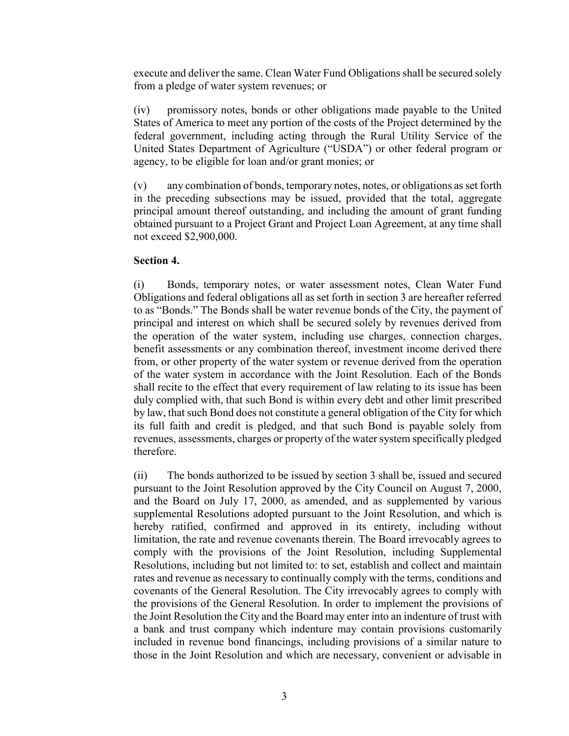execute and deliver the same. Clean Water Fund Obligations shall be secured solely from a pledge of water system revenues; or

(iv) promissory notes, bonds or other obligations made payable to the United States of America to meet any portion of the costs of the Project determined by the federal government, including acting through the Rural Utility Service of the United States Department of Agriculture ("USDA") or other federal program or agency, to be eligible for loan and/or grant monies; or

(v) any combination of bonds, temporary notes, notes, or obligations as set forth in the preceding subsections may be issued, provided that the total, aggregate principal amount thereof outstanding, and including the amount of grant funding obtained pursuant to a Project Grant and Project Loan Agreement, at any time shall not exceed $2,900,000.

**Section 4.**

(i) Bonds, temporary notes, or water assessment notes, Clean Water Fund Obligations and federal obligations all as set forth in section 3 are hereafter referred to as "Bonds." The Bonds shall be water revenue bonds of the City, the payment of principal and interest on which shall be secured solely by revenues derived from the operation of the water system, including use charges, connection charges, benefit assessments or any combination thereof, investment income derived there from, or other property of the water system or revenue derived from the operation of the water system in accordance with the Joint Resolution. Each of the Bonds shall recite to the effect that every requirement of law relating to its issue has been duly complied with, that such Bond is within every debt and other limit prescribed by law, that such Bond does not constitute a general obligation of the City for which its full faith and credit is pledged, and that such Bond is payable solely from revenues, assessments, charges or property of the water system specifically pledged therefore.

(ii) The bonds authorized to be issued by section 3 shall be, issued and secured pursuant to the Joint Resolution approved by the City Council on August 7, 2000, and the Board on July 17, 2000, as amended, and as supplemented by various supplemental Resolutions adopted pursuant to the Joint Resolution, and which is hereby ratified, confirmed and approved in its entirety, including without limitation, the rate and revenue covenants therein. The Board irrevocably agrees to comply with the provisions of the Joint Resolution, including Supplemental Resolutions, including but not limited to: to set, establish and collect and maintain rates and revenue as necessary to continually comply with the terms, conditions and covenants of the General Resolution. The City irrevocably agrees to comply with the provisions of the General Resolution. In order to implement the provisions of the Joint Resolution the City and the Board may enter into an indenture of trust with a bank and trust company which indenture may contain provisions customarily included in revenue bond financings, including provisions of a similar nature to those in the Joint Resolution and which are necessary, convenient or advisable in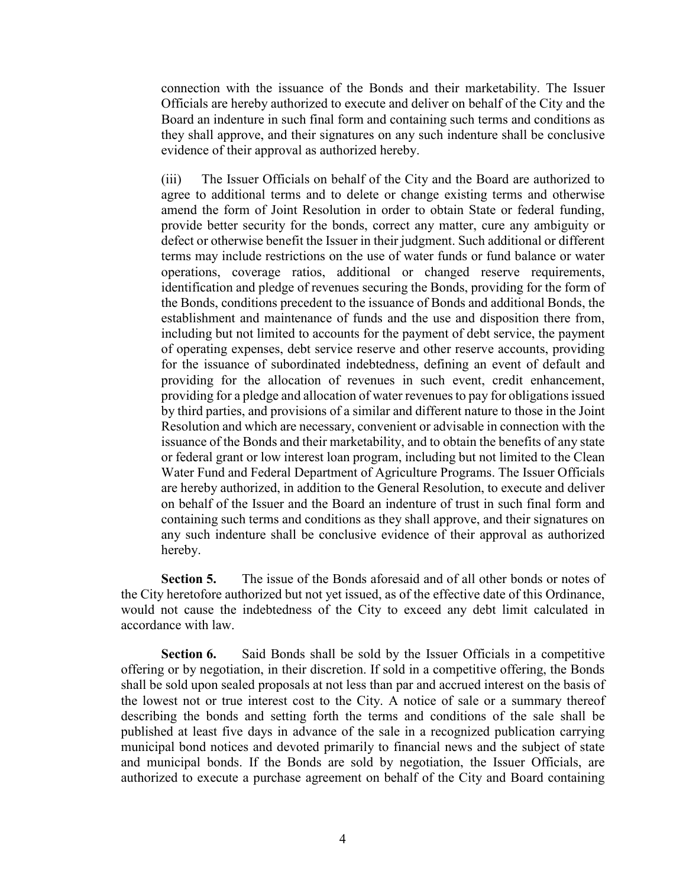connection with the issuance of the Bonds and their marketability. The Issuer Officials are hereby authorized to execute and deliver on behalf of the City and the Board an indenture in such final form and containing such terms and conditions as they shall approve, and their signatures on any such indenture shall be conclusive evidence of their approval as authorized hereby.

(iii) The Issuer Officials on behalf of the City and the Board are authorized to agree to additional terms and to delete or change existing terms and otherwise amend the form of Joint Resolution in order to obtain State or federal funding, provide better security for the bonds, correct any matter, cure any ambiguity or defect or otherwise benefit the Issuer in their judgment. Such additional or different terms may include restrictions on the use of water funds or fund balance or water operations, coverage ratios, additional or changed reserve requirements, identification and pledge of revenues securing the Bonds, providing for the form of the Bonds, conditions precedent to the issuance of Bonds and additional Bonds, the establishment and maintenance of funds and the use and disposition there from, including but not limited to accounts for the payment of debt service, the payment of operating expenses, debt service reserve and other reserve accounts, providing for the issuance of subordinated indebtedness, defining an event of default and providing for the allocation of revenues in such event, credit enhancement, providing for a pledge and allocation of water revenues to pay for obligations issued by third parties, and provisions of a similar and different nature to those in the Joint Resolution and which are necessary, convenient or advisable in connection with the issuance of the Bonds and their marketability, and to obtain the benefits of any state or federal grant or low interest loan program, including but not limited to the Clean Water Fund and Federal Department of Agriculture Programs. The Issuer Officials are hereby authorized, in addition to the General Resolution, to execute and deliver on behalf of the Issuer and the Board an indenture of trust in such final form and containing such terms and conditions as they shall approve, and their signatures on any such indenture shall be conclusive evidence of their approval as authorized hereby.

**Section 5.** The issue of the Bonds aforesaid and of all other bonds or notes of the City heretofore authorized but not yet issued, as of the effective date of this Ordinance, would not cause the indebtedness of the City to exceed any debt limit calculated in accordance with law.

**Section 6.** Said Bonds shall be sold by the Issuer Officials in a competitive offering or by negotiation, in their discretion. If sold in a competitive offering, the Bonds shall be sold upon sealed proposals at not less than par and accrued interest on the basis of the lowest not or true interest cost to the City. A notice of sale or a summary thereof describing the bonds and setting forth the terms and conditions of the sale shall be published at least five days in advance of the sale in a recognized publication carrying municipal bond notices and devoted primarily to financial news and the subject of state and municipal bonds. If the Bonds are sold by negotiation, the Issuer Officials, are authorized to execute a purchase agreement on behalf of the City and Board containing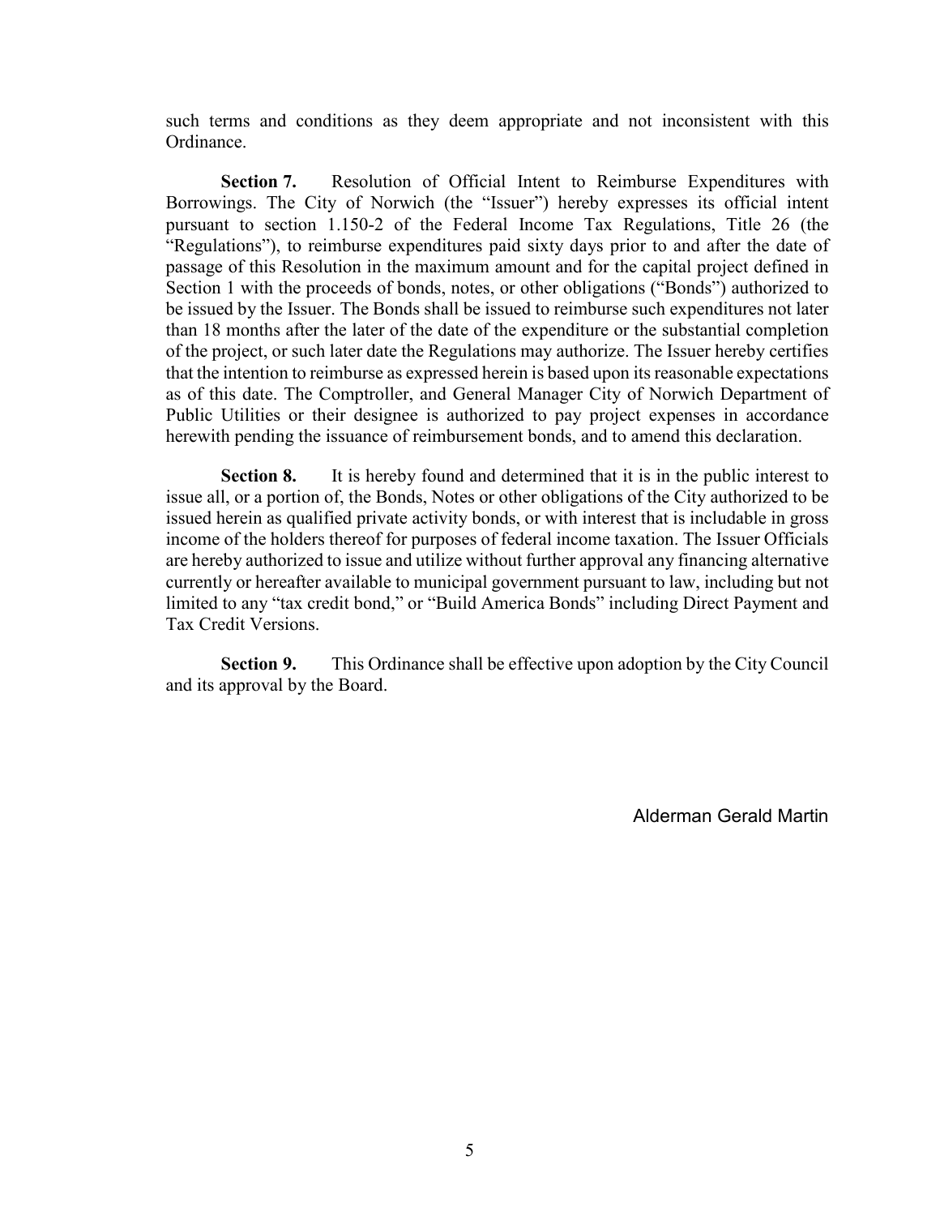such terms and conditions as they deem appropriate and not inconsistent with this Ordinance.

**Section 7.** Resolution of Official Intent to Reimburse Expenditures with Borrowings. The City of Norwich (the "Issuer") hereby expresses its official intent pursuant to section 1.150-2 of the Federal Income Tax Regulations, Title 26 (the "Regulations"), to reimburse expenditures paid sixty days prior to and after the date of passage of this Resolution in the maximum amount and for the capital project defined in Section 1 with the proceeds of bonds, notes, or other obligations ("Bonds") authorized to be issued by the Issuer. The Bonds shall be issued to reimburse such expenditures not later than 18 months after the later of the date of the expenditure or the substantial completion of the project, or such later date the Regulations may authorize. The Issuer hereby certifies that the intention to reimburse as expressed herein is based upon its reasonable expectations as of this date. The Comptroller, and General Manager City of Norwich Department of Public Utilities or their designee is authorized to pay project expenses in accordance herewith pending the issuance of reimbursement bonds, and to amend this declaration.

**Section 8.** It is hereby found and determined that it is in the public interest to issue all, or a portion of, the Bonds, Notes or other obligations of the City authorized to be issued herein as qualified private activity bonds, or with interest that is includable in gross income of the holders thereof for purposes of federal income taxation. The Issuer Officials are hereby authorized to issue and utilize without further approval any financing alternative currently or hereafter available to municipal government pursuant to law, including but not limited to any "tax credit bond," or "Build America Bonds" including Direct Payment and Tax Credit Versions.

**Section 9.** This Ordinance shall be effective upon adoption by the City Council and its approval by the Board.

Alderman Gerald Martin